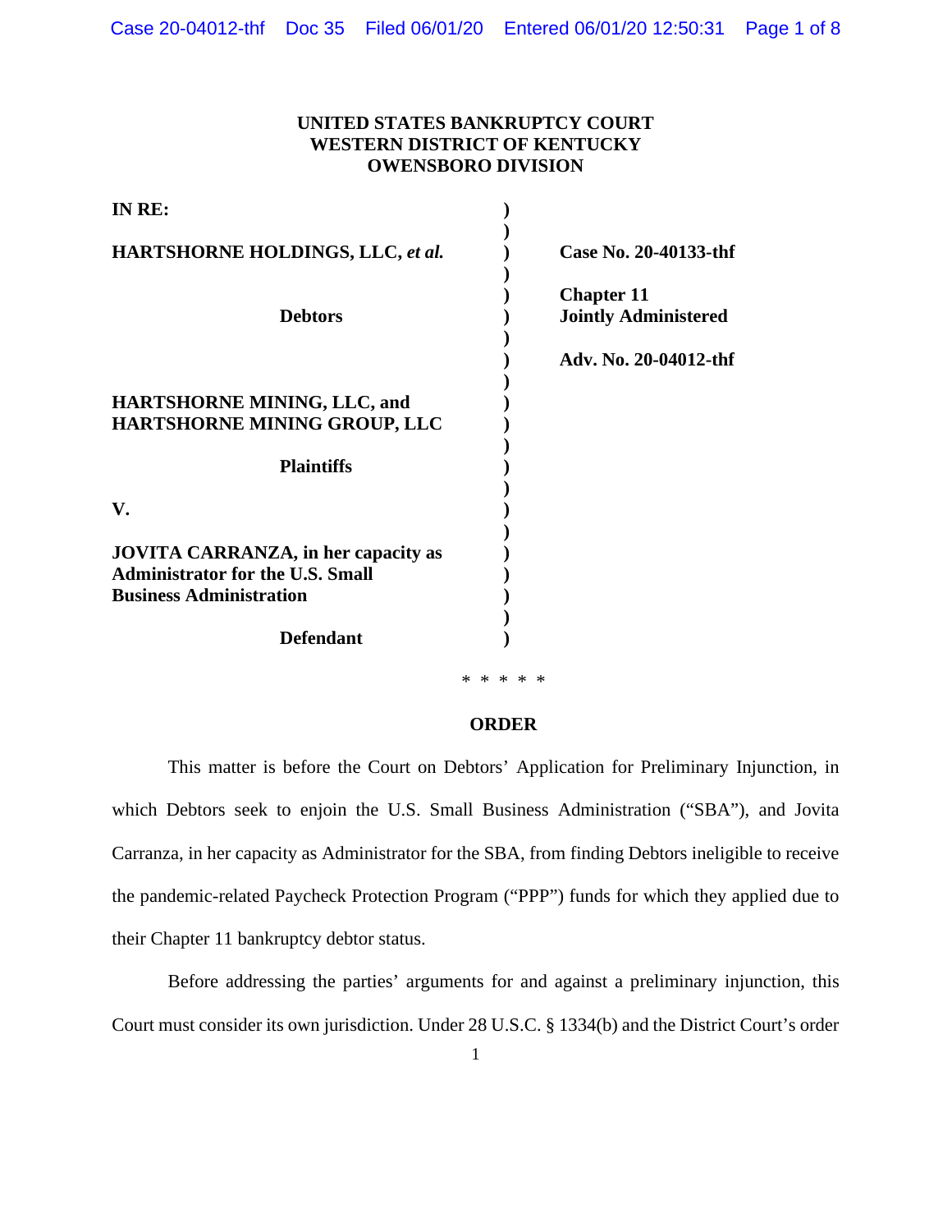**UNITED STATES BANKRUPTCY COURT**
**WESTERN DISTRICT OF KENTUCKY**
**OWENSBORO DIVISION**

| | | |
|---|---|---|
| **IN RE:** | ) | |
| **HARTSHORNE HOLDINGS, LLC, *et al.*** | ) | **Case No. 20-40133-thf** |
| **Debtors** | ) | **Chapter 11** **Jointly Administered** |
| | ) | **Adv. No. 20-04012-thf** |
| **HARTSHORNE MINING, LLC, and HARTSHORNE MINING GROUP, LLC** | ) | |
| **Plaintiffs** | ) | |
| **V.** | ) | |
| **JOVITA CARRANZA, in her capacity as Administrator for the U.S. Small Business Administration** | ) | |
| **Defendant** | ) | |

\* \* \* \* \*

**ORDER**

This matter is before the Court on Debtors' Application for Preliminary Injunction, in which Debtors seek to enjoin the U.S. Small Business Administration ("SBA"), and Jovita Carranza, in her capacity as Administrator for the SBA, from finding Debtors ineligible to receive the pandemic-related Paycheck Protection Program ("PPP") funds for which they applied due to their Chapter 11 bankruptcy debtor status.

Before addressing the parties' arguments for and against a preliminary injunction, this Court must consider its own jurisdiction. Under 28 U.S.C. § 1334(b) and the District Court's order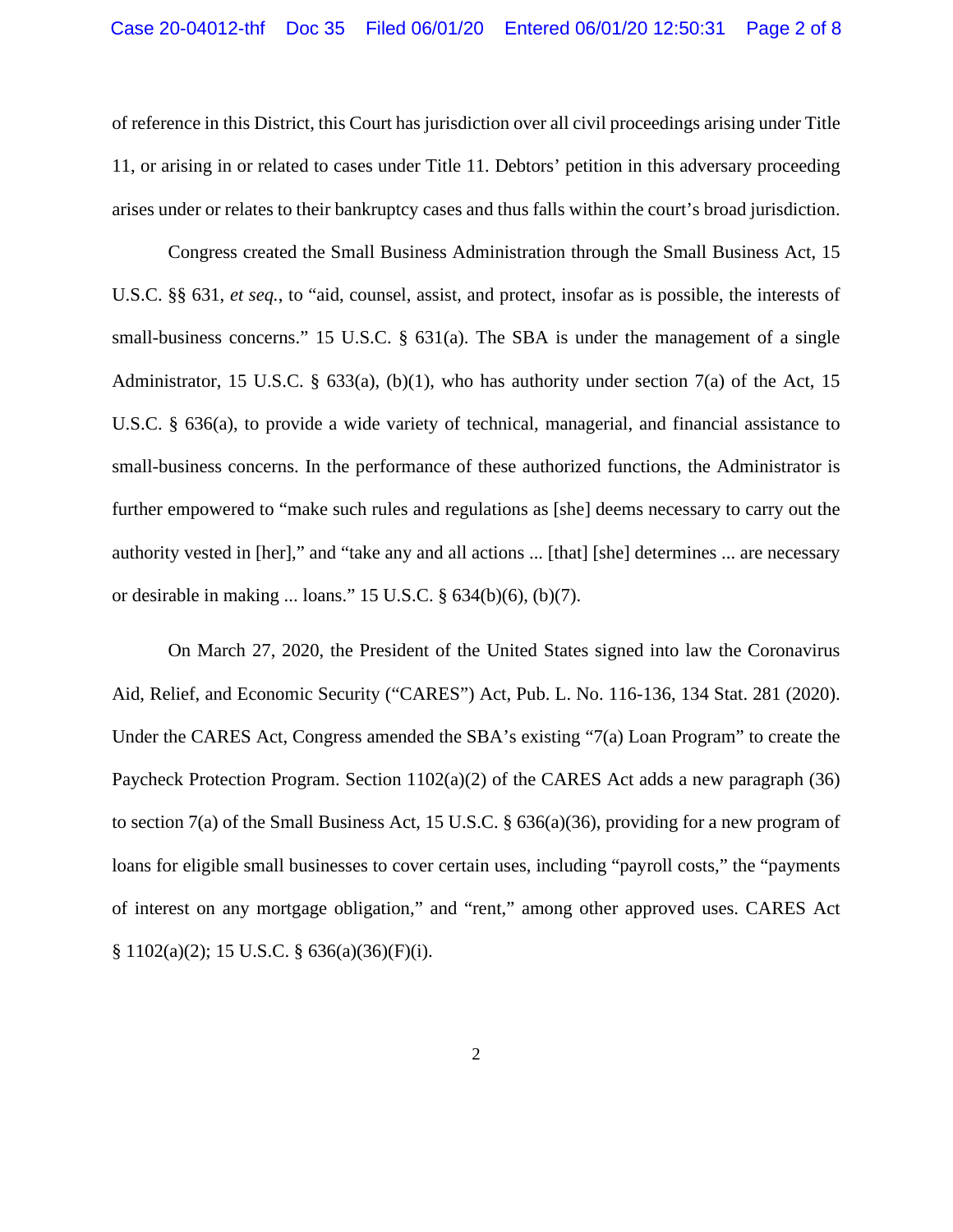of reference in this District, this Court has jurisdiction over all civil proceedings arising under Title 11, or arising in or related to cases under Title 11. Debtors' petition in this adversary proceeding arises under or relates to their bankruptcy cases and thus falls within the court's broad jurisdiction.

Congress created the Small Business Administration through the Small Business Act, 15 U.S.C. §§ 631, *et seq.*, to "aid, counsel, assist, and protect, insofar as is possible, the interests of small-business concerns." 15 U.S.C. § 631(a). The SBA is under the management of a single Administrator, 15 U.S.C. § 633(a), (b)(1), who has authority under section 7(a) of the Act, 15 U.S.C. § 636(a), to provide a wide variety of technical, managerial, and financial assistance to small-business concerns. In the performance of these authorized functions, the Administrator is further empowered to "make such rules and regulations as [she] deems necessary to carry out the authority vested in [her]," and "take any and all actions ... [that] [she] determines ... are necessary or desirable in making ... loans." 15 U.S.C. § 634(b)(6), (b)(7).

On March 27, 2020, the President of the United States signed into law the Coronavirus Aid, Relief, and Economic Security ("CARES") Act, Pub. L. No. 116-136, 134 Stat. 281 (2020). Under the CARES Act, Congress amended the SBA's existing "7(a) Loan Program" to create the Paycheck Protection Program. Section 1102(a)(2) of the CARES Act adds a new paragraph (36) to section 7(a) of the Small Business Act, 15 U.S.C. § 636(a)(36), providing for a new program of loans for eligible small businesses to cover certain uses, including "payroll costs," the "payments of interest on any mortgage obligation," and "rent," among other approved uses. CARES Act § 1102(a)(2); 15 U.S.C. § 636(a)(36)(F)(i).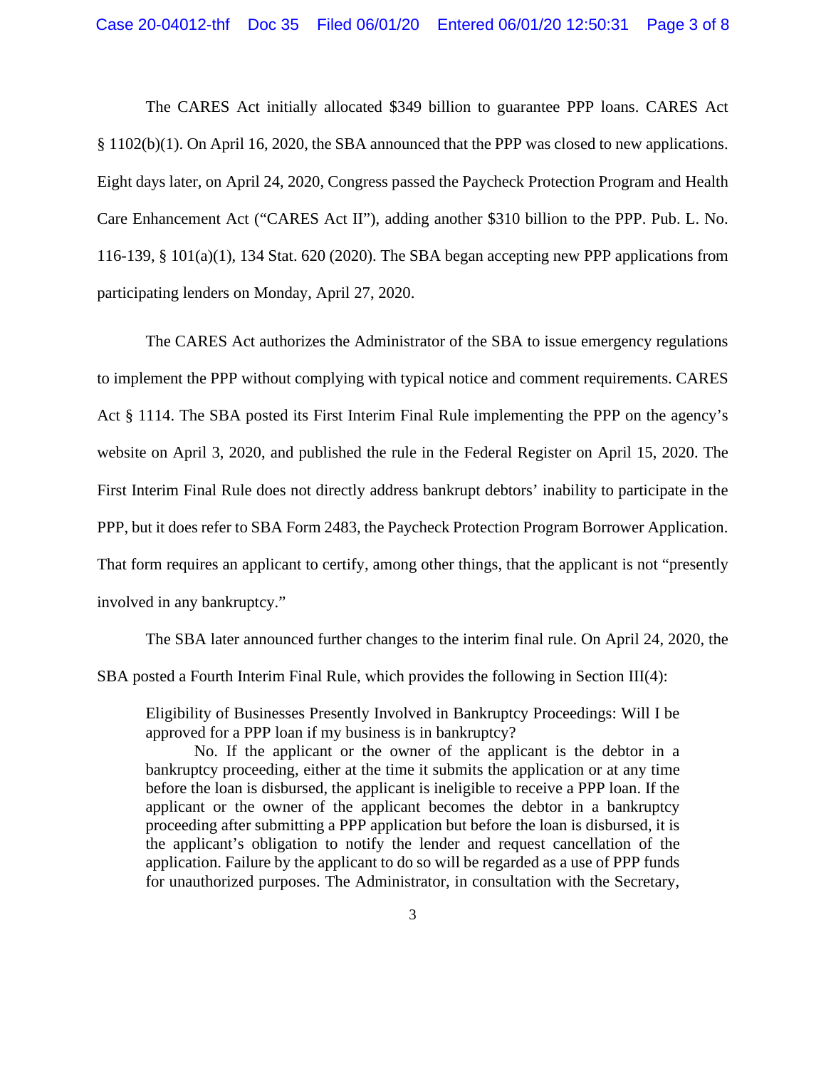The CARES Act initially allocated $349 billion to guarantee PPP loans. CARES Act § 1102(b)(1). On April 16, 2020, the SBA announced that the PPP was closed to new applications. Eight days later, on April 24, 2020, Congress passed the Paycheck Protection Program and Health Care Enhancement Act ("CARES Act II"), adding another $310 billion to the PPP. Pub. L. No. 116-139, § 101(a)(1), 134 Stat. 620 (2020). The SBA began accepting new PPP applications from participating lenders on Monday, April 27, 2020.

The CARES Act authorizes the Administrator of the SBA to issue emergency regulations to implement the PPP without complying with typical notice and comment requirements. CARES Act § 1114. The SBA posted its First Interim Final Rule implementing the PPP on the agency's website on April 3, 2020, and published the rule in the Federal Register on April 15, 2020. The First Interim Final Rule does not directly address bankrupt debtors' inability to participate in the PPP, but it does refer to SBA Form 2483, the Paycheck Protection Program Borrower Application. That form requires an applicant to certify, among other things, that the applicant is not "presently involved in any bankruptcy."

The SBA later announced further changes to the interim final rule. On April 24, 2020, the SBA posted a Fourth Interim Final Rule, which provides the following in Section III(4):

> Eligibility of Businesses Presently Involved in Bankruptcy Proceedings: Will I be approved for a PPP loan if my business is in bankruptcy?
>
> No. If the applicant or the owner of the applicant is the debtor in a bankruptcy proceeding, either at the time it submits the application or at any time before the loan is disbursed, the applicant is ineligible to receive a PPP loan. If the applicant or the owner of the applicant becomes the debtor in a bankruptcy proceeding after submitting a PPP application but before the loan is disbursed, it is the applicant's obligation to notify the lender and request cancellation of the application. Failure by the applicant to do so will be regarded as a use of PPP funds for unauthorized purposes. The Administrator, in consultation with the Secretary,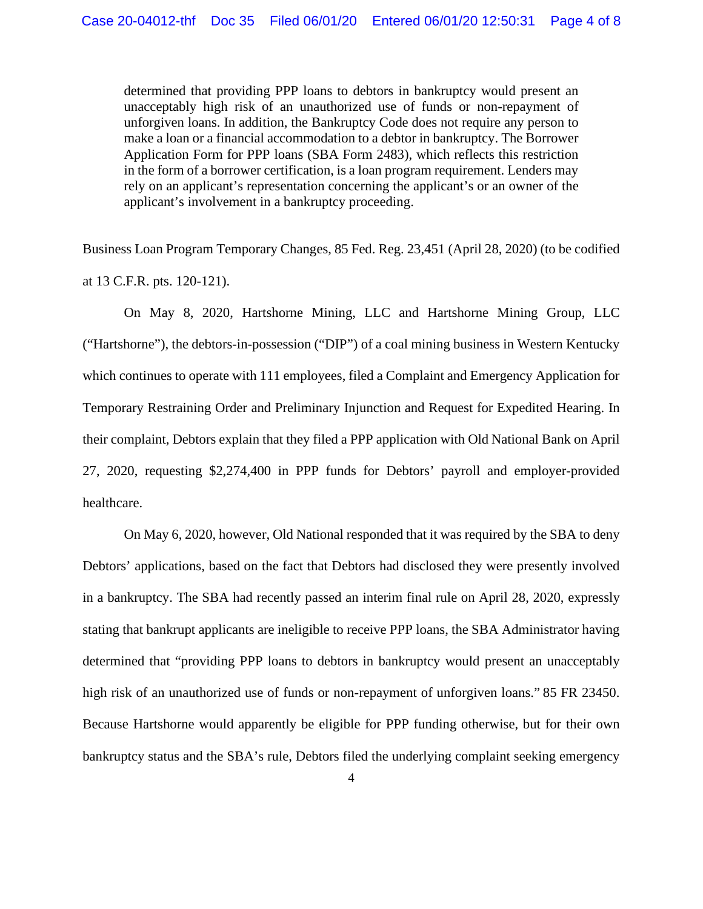> determined that providing PPP loans to debtors in bankruptcy would present an unacceptably high risk of an unauthorized use of funds or non-repayment of unforgiven loans. In addition, the Bankruptcy Code does not require any person to make a loan or a financial accommodation to a debtor in bankruptcy. The Borrower Application Form for PPP loans (SBA Form 2483), which reflects this restriction in the form of a borrower certification, is a loan program requirement. Lenders may rely on an applicant's representation concerning the applicant's or an owner of the applicant's involvement in a bankruptcy proceeding.

Business Loan Program Temporary Changes, 85 Fed. Reg. 23,451 (April 28, 2020) (to be codified at 13 C.F.R. pts. 120-121).

On May 8, 2020, Hartshorne Mining, LLC and Hartshorne Mining Group, LLC ("Hartshorne"), the debtors-in-possession ("DIP") of a coal mining business in Western Kentucky which continues to operate with 111 employees, filed a Complaint and Emergency Application for Temporary Restraining Order and Preliminary Injunction and Request for Expedited Hearing. In their complaint, Debtors explain that they filed a PPP application with Old National Bank on April 27, 2020, requesting $2,274,400 in PPP funds for Debtors' payroll and employer-provided healthcare.

On May 6, 2020, however, Old National responded that it was required by the SBA to deny Debtors' applications, based on the fact that Debtors had disclosed they were presently involved in a bankruptcy. The SBA had recently passed an interim final rule on April 28, 2020, expressly stating that bankrupt applicants are ineligible to receive PPP loans, the SBA Administrator having determined that "providing PPP loans to debtors in bankruptcy would present an unacceptably high risk of an unauthorized use of funds or non-repayment of unforgiven loans." 85 FR 23450. Because Hartshorne would apparently be eligible for PPP funding otherwise, but for their own bankruptcy status and the SBA's rule, Debtors filed the underlying complaint seeking emergency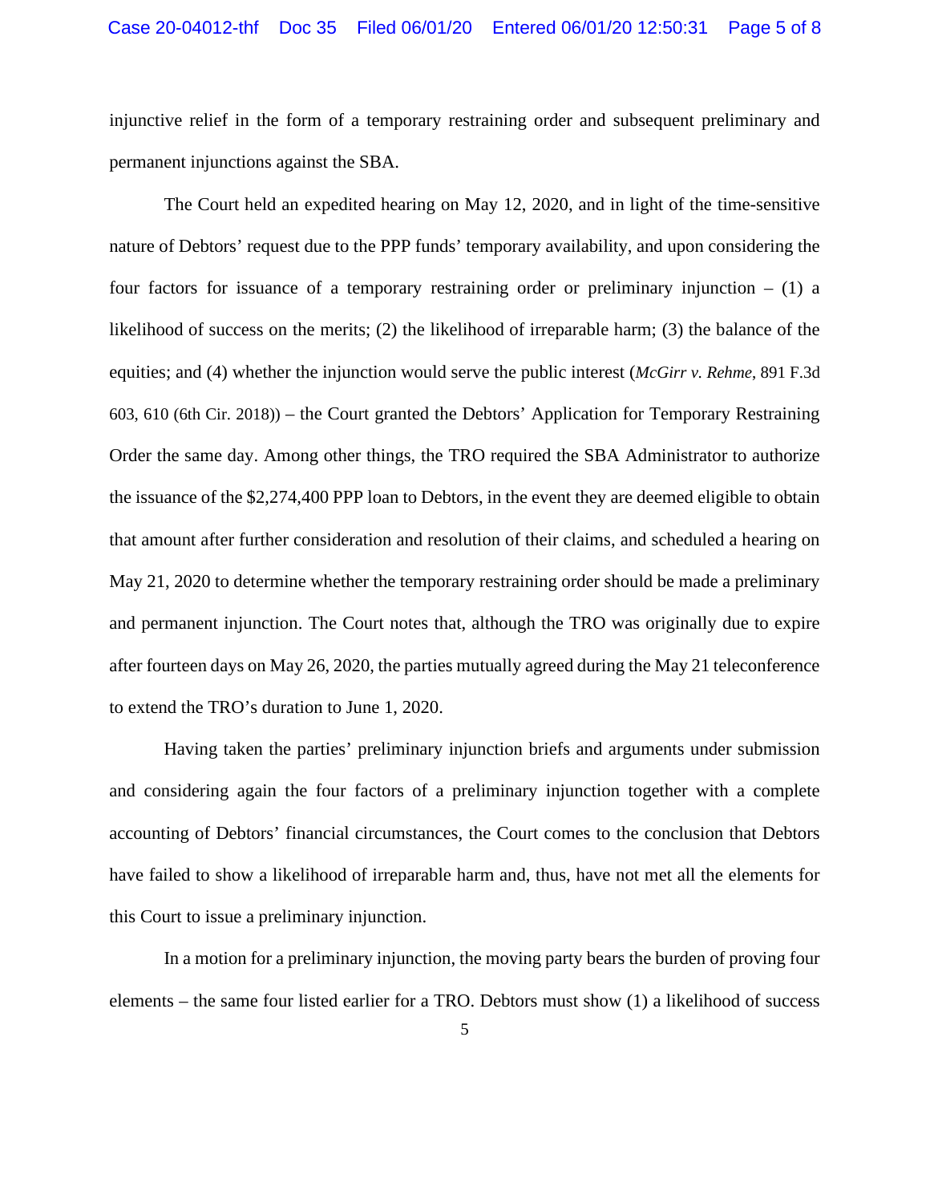injunctive relief in the form of a temporary restraining order and subsequent preliminary and permanent injunctions against the SBA.

The Court held an expedited hearing on May 12, 2020, and in light of the time-sensitive nature of Debtors' request due to the PPP funds' temporary availability, and upon considering the four factors for issuance of a temporary restraining order or preliminary injunction – (1) a likelihood of success on the merits; (2) the likelihood of irreparable harm; (3) the balance of the equities; and (4) whether the injunction would serve the public interest (*McGirr v. Rehme*, 891 F.3d 603, 610 (6th Cir. 2018)) – the Court granted the Debtors' Application for Temporary Restraining Order the same day. Among other things, the TRO required the SBA Administrator to authorize the issuance of the $2,274,400 PPP loan to Debtors, in the event they are deemed eligible to obtain that amount after further consideration and resolution of their claims, and scheduled a hearing on May 21, 2020 to determine whether the temporary restraining order should be made a preliminary and permanent injunction. The Court notes that, although the TRO was originally due to expire after fourteen days on May 26, 2020, the parties mutually agreed during the May 21 teleconference to extend the TRO's duration to June 1, 2020.

Having taken the parties' preliminary injunction briefs and arguments under submission and considering again the four factors of a preliminary injunction together with a complete accounting of Debtors' financial circumstances, the Court comes to the conclusion that Debtors have failed to show a likelihood of irreparable harm and, thus, have not met all the elements for this Court to issue a preliminary injunction.

In a motion for a preliminary injunction, the moving party bears the burden of proving four elements – the same four listed earlier for a TRO. Debtors must show (1) a likelihood of success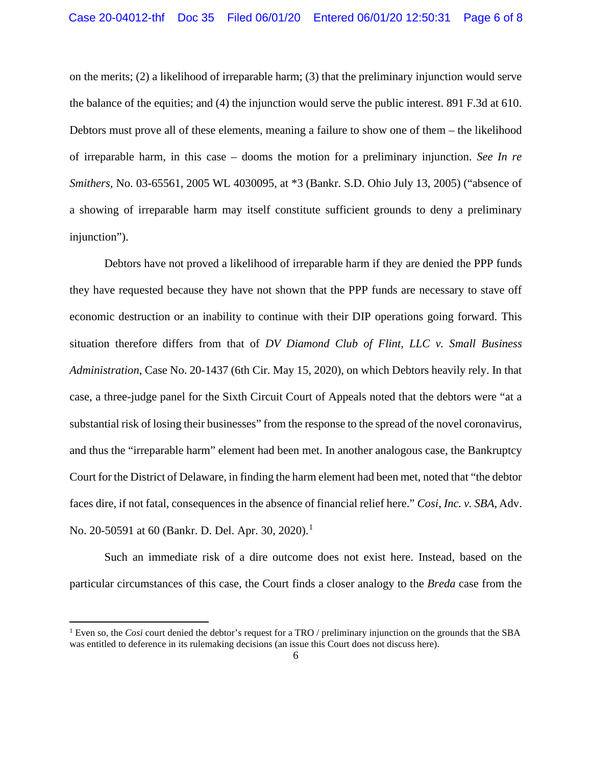on the merits; (2) a likelihood of irreparable harm; (3) that the preliminary injunction would serve the balance of the equities; and (4) the injunction would serve the public interest. 891 F.3d at 610. Debtors must prove all of these elements, meaning a failure to show one of them – the likelihood of irreparable harm, in this case – dooms the motion for a preliminary injunction. *See In re Smithers*, No. 03-65561, 2005 WL 4030095, at *3 (Bankr. S.D. Ohio July 13, 2005) ("absence of a showing of irreparable harm may itself constitute sufficient grounds to deny a preliminary injunction").

Debtors have not proved a likelihood of irreparable harm if they are denied the PPP funds they have requested because they have not shown that the PPP funds are necessary to stave off economic destruction or an inability to continue with their DIP operations going forward. This situation therefore differs from that of *DV Diamond Club of Flint, LLC v. Small Business Administration*, Case No. 20-1437 (6th Cir. May 15, 2020), on which Debtors heavily rely. In that case, a three-judge panel for the Sixth Circuit Court of Appeals noted that the debtors were "at a substantial risk of losing their businesses" from the response to the spread of the novel coronavirus, and thus the "irreparable harm" element had been met. In another analogous case, the Bankruptcy Court for the District of Delaware, in finding the harm element had been met, noted that "the debtor faces dire, if not fatal, consequences in the absence of financial relief here." *Cosi, Inc. v. SBA*, Adv. No. 20-50591 at 60 (Bankr. D. Del. Apr. 30, 2020).[1]

Such an immediate risk of a dire outcome does not exist here. Instead, based on the particular circumstances of this case, the Court finds a closer analogy to the *Breda* case from the

[1] Even so, the *Cosi* court denied the debtor's request for a TRO / preliminary injunction on the grounds that the SBA was entitled to deference in its rulemaking decisions (an issue this Court does not discuss here).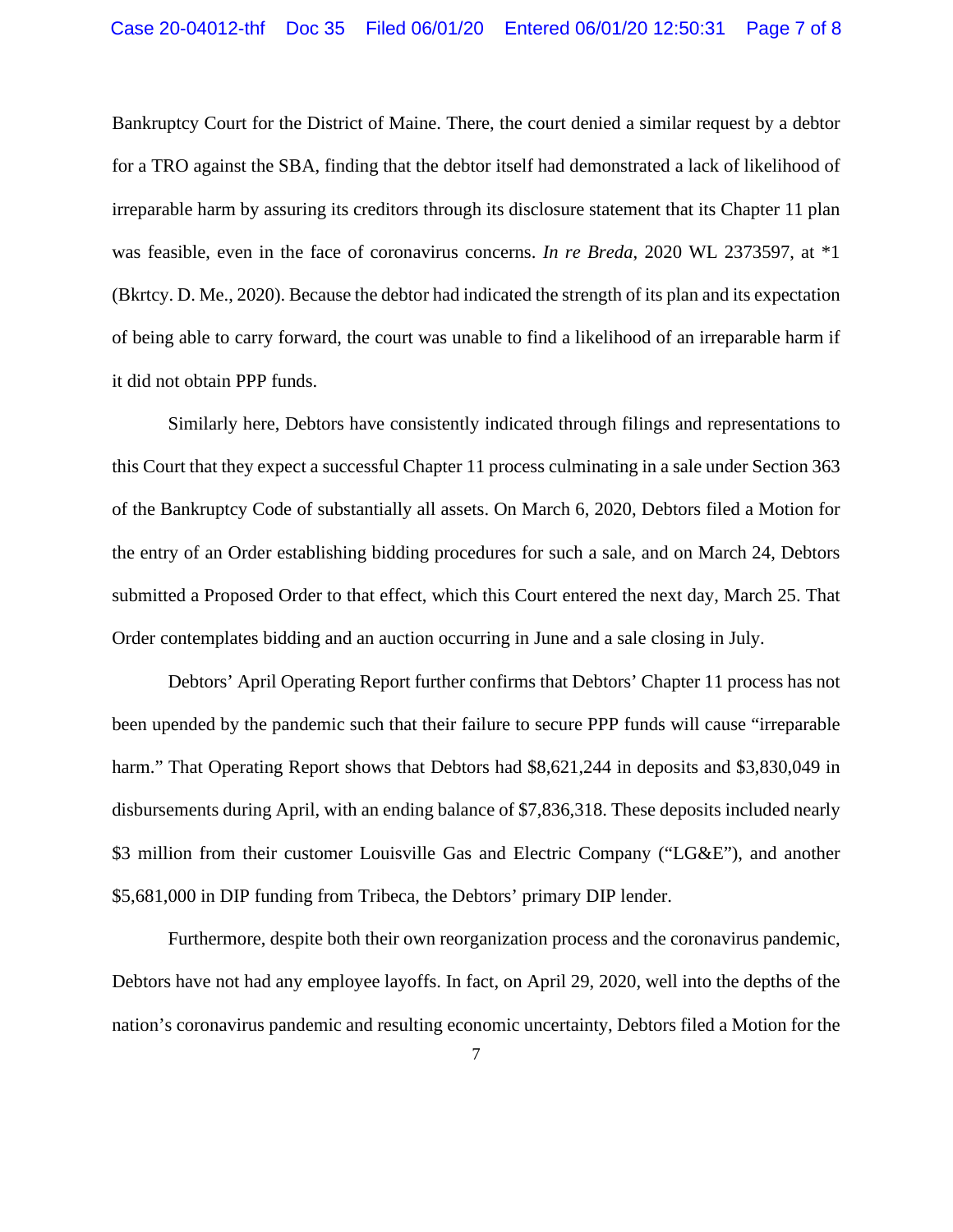Bankruptcy Court for the District of Maine. There, the court denied a similar request by a debtor for a TRO against the SBA, finding that the debtor itself had demonstrated a lack of likelihood of irreparable harm by assuring its creditors through its disclosure statement that its Chapter 11 plan was feasible, even in the face of coronavirus concerns. *In re Breda*, 2020 WL 2373597, at *1 (Bkrtcy. D. Me., 2020). Because the debtor had indicated the strength of its plan and its expectation of being able to carry forward, the court was unable to find a likelihood of an irreparable harm if it did not obtain PPP funds.

Similarly here, Debtors have consistently indicated through filings and representations to this Court that they expect a successful Chapter 11 process culminating in a sale under Section 363 of the Bankruptcy Code of substantially all assets. On March 6, 2020, Debtors filed a Motion for the entry of an Order establishing bidding procedures for such a sale, and on March 24, Debtors submitted a Proposed Order to that effect, which this Court entered the next day, March 25. That Order contemplates bidding and an auction occurring in June and a sale closing in July.

Debtors' April Operating Report further confirms that Debtors' Chapter 11 process has not been upended by the pandemic such that their failure to secure PPP funds will cause "irreparable harm." That Operating Report shows that Debtors had $8,621,244 in deposits and $3,830,049 in disbursements during April, with an ending balance of $7,836,318. These deposits included nearly $3 million from their customer Louisville Gas and Electric Company ("LG&E"), and another $5,681,000 in DIP funding from Tribeca, the Debtors' primary DIP lender.

Furthermore, despite both their own reorganization process and the coronavirus pandemic, Debtors have not had any employee layoffs. In fact, on April 29, 2020, well into the depths of the nation's coronavirus pandemic and resulting economic uncertainty, Debtors filed a Motion for the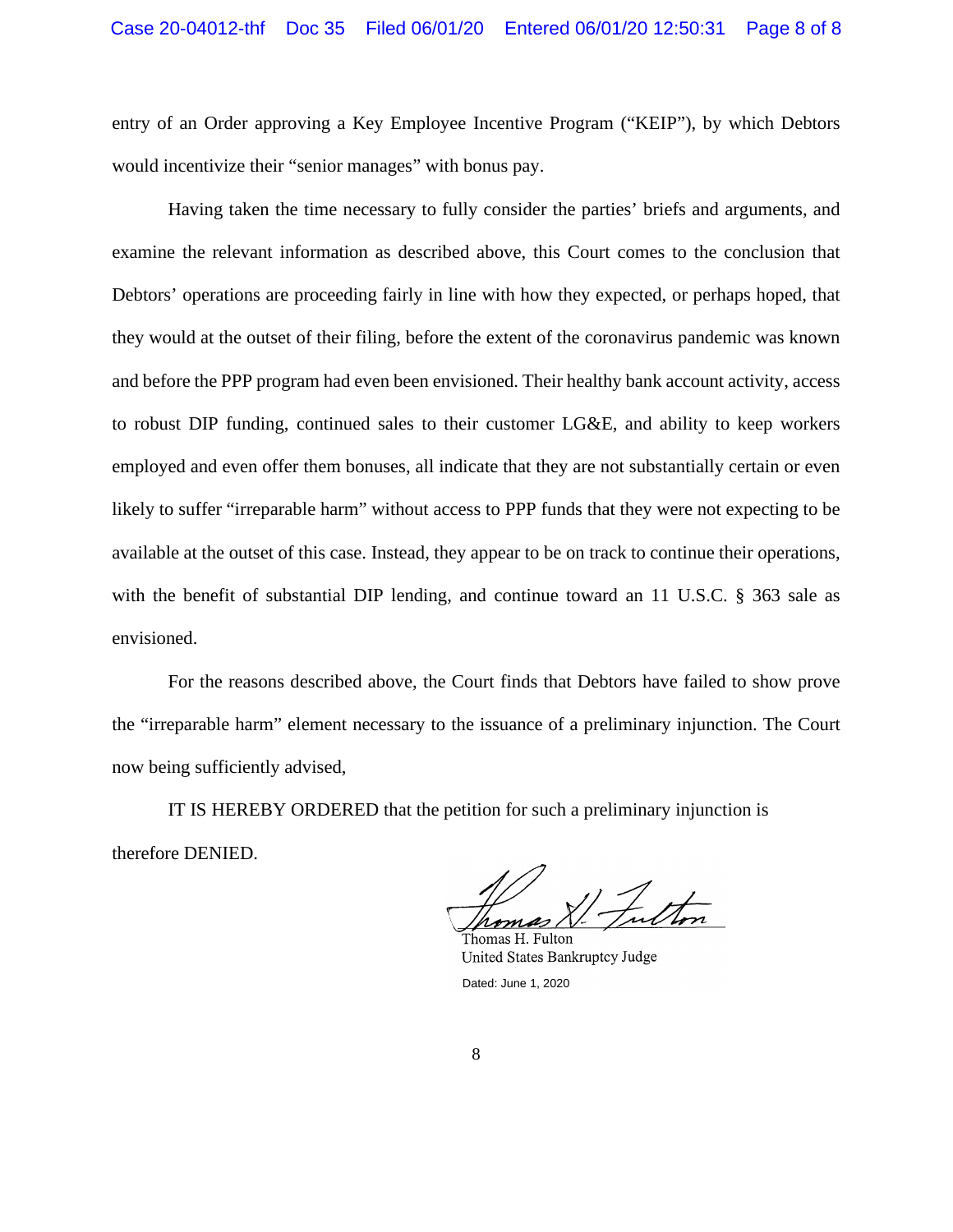entry of an Order approving a Key Employee Incentive Program ("KEIP"), by which Debtors would incentivize their "senior manages" with bonus pay.

Having taken the time necessary to fully consider the parties' briefs and arguments, and examine the relevant information as described above, this Court comes to the conclusion that Debtors' operations are proceeding fairly in line with how they expected, or perhaps hoped, that they would at the outset of their filing, before the extent of the coronavirus pandemic was known and before the PPP program had even been envisioned. Their healthy bank account activity, access to robust DIP funding, continued sales to their customer LG&E, and ability to keep workers employed and even offer them bonuses, all indicate that they are not substantially certain or even likely to suffer "irreparable harm" without access to PPP funds that they were not expecting to be available at the outset of this case. Instead, they appear to be on track to continue their operations, with the benefit of substantial DIP lending, and continue toward an 11 U.S.C. § 363 sale as envisioned.

For the reasons described above, the Court finds that Debtors have failed to show prove the "irreparable harm" element necessary to the issuance of a preliminary injunction. The Court now being sufficiently advised,

IT IS HEREBY ORDERED that the petition for such a preliminary injunction is therefore DENIED.

Thomas H. Fulton
United States Bankruptcy Judge
Dated: June 1, 2020